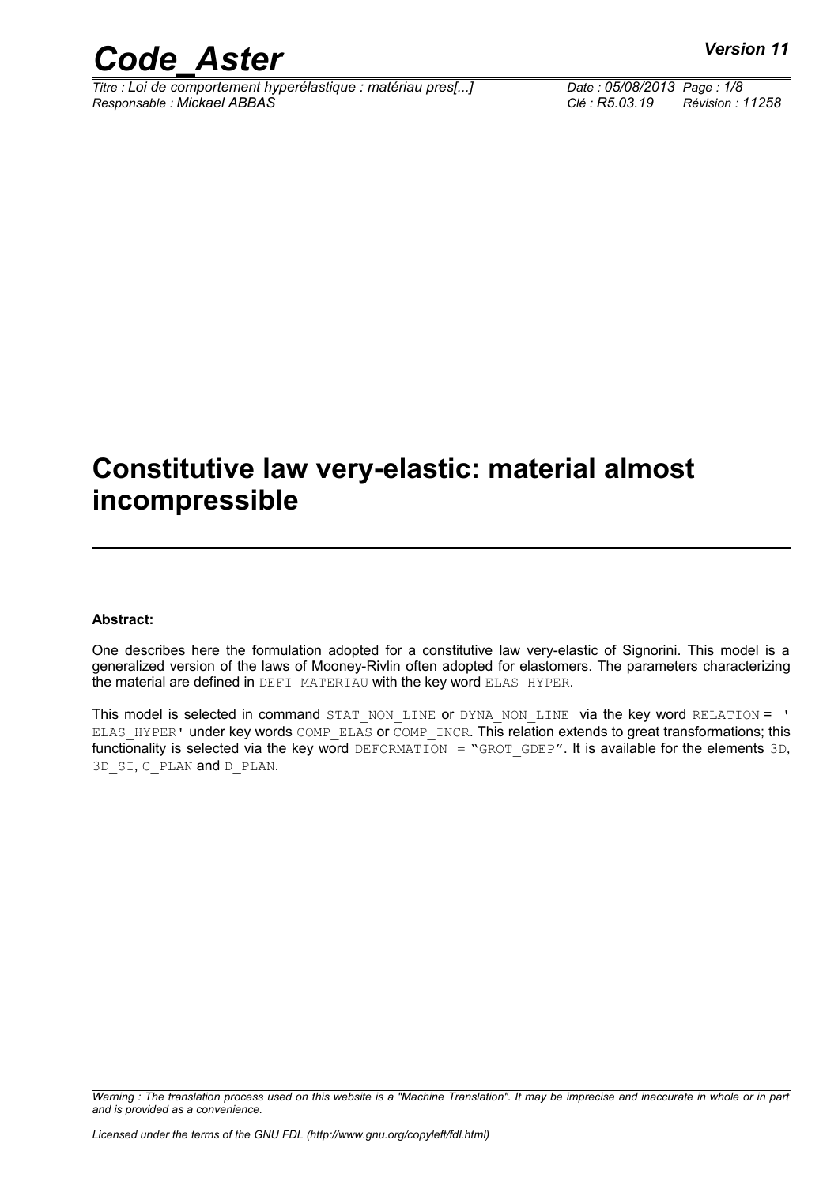# Constitutive law very-elastic: material almost incompressible

**Abstract:**

One describes here the formulation adopted for a constitutive law very-elastic of Signorini. This model is a generalized version of the laws of Mooney-Rivlin often adopted for elastomers. The parameters characterizing the material are defined in DEFI_MATERIAU with the key word ELAS_HYPER.

This model is selected in command STAT_NON_LINE or DYNA_NON_LINE via the key word RELATION = ' ELAS_HYPER' under key words COMP_ELAS or COMP_INCR. This relation extends to great transformations; this functionality is selected via the key word DEFORMATION = "GROT_GDEP". It is available for the elements 3D, 3D_SI, C_PLAN and D_PLAN.

*Warning : The translation process used on this website is a "Machine Translation". It may be imprecise and inaccurate in whole or in part and is provided as a convenience.*

*Licensed under the terms of the GNU FDL (http://www.gnu.org/copyleft/fdl.html)*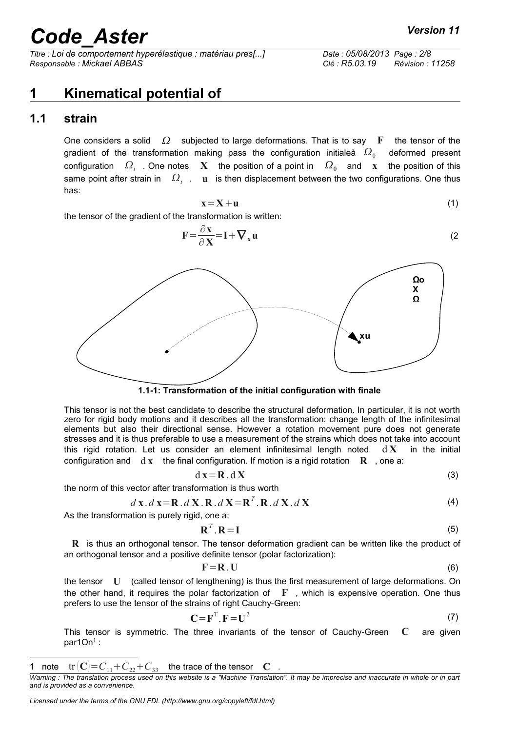# 1 Kinematical potential of

## 1.1 strain

One considers a solid $\Omega$ subjected to large deformations. That is to say $\mathbf{F}$ the tensor of the gradient of the transformation making pass the configuration initialeà $\Omega_0$ deformed present configuration $\Omega_t$ . One notes $\mathbf{X}$ the position of a point in $\Omega_0$ and $\mathbf{x}$ the position of this same point after strain in $\Omega_t$ . $\mathbf{u}$ is then displacement between the two configurations. One thus has:

$$\mathbf{x}=\mathbf{X}+\mathbf{u} \tag{1}$$

the tensor of the gradient of the transformation is written:

$$\mathbf{F}=\frac{\partial \mathbf{x}}{\partial \mathbf{X}}=\mathbf{I}+\nabla_x \mathbf{u} \tag{2}$$

Ωo
X
Ω

xu

1.1-1: Transformation of the initial configuration with finale

This tensor is not the best candidate to describe the structural deformation. In particular, it is not worth zero for rigid body motions and it describes all the transformation: change length of the infinitesimal elements but also their directional sense. However a rotation movement pure does not generate stresses and it is thus preferable to use a measurement of the strains which does not take into account this rigid rotation. Let us consider an element infinitesimal length noted $\mathrm{d}\mathbf{X}$ in the initial configuration and $\mathrm{d}\mathbf{x}$ the final configuration. If motion is a rigid rotation $\mathbf{R}$ , one a:

$$\mathrm{d}\mathbf{x}=\mathbf{R}.\mathrm{d}\mathbf{X} \tag{3}$$

the norm of this vector after transformation is thus worth

$$d\mathbf{x}.d\mathbf{x}=\mathbf{R}.d\mathbf{X}.\mathbf{R}.d\mathbf{X}=\mathbf{R}^T.\mathbf{R}.d\mathbf{X}.d\mathbf{X} \tag{4}$$

As the transformation is purely rigid, one a:

$$\mathbf{R}^T.\mathbf{R}=\mathbf{I} \tag{5}$$

$\mathbf{R}$ is thus an orthogonal tensor. The tensor deformation gradient can be written like the product of an orthogonal tensor and a positive definite tensor (polar factorization):

$$\mathbf{F}=\mathbf{R}.\mathbf{U} \tag{6}$$

the tensor $\mathbf{U}$ (called tensor of lengthening) is thus the first measurement of large deformations. On the other hand, it requires the polar factorization of $\mathbf{F}$ , which is expensive operation. One thus prefers to use the tensor of the strains of right Cauchy-Green:

$$\mathbf{C}=\mathbf{F}^{\mathrm{T}}.\mathbf{F}=\mathbf{U}^2 \tag{7}$$

This tensor is symmetric. The three invariants of the tensor of Cauchy-Green $\mathbf{C}$ are given par1On[1] :

[1] note $\mathrm{tr}(\mathbf{C})=C_{11}+C_{22}+C_{33}$ the trace of the tensor $\mathbf{C}$ .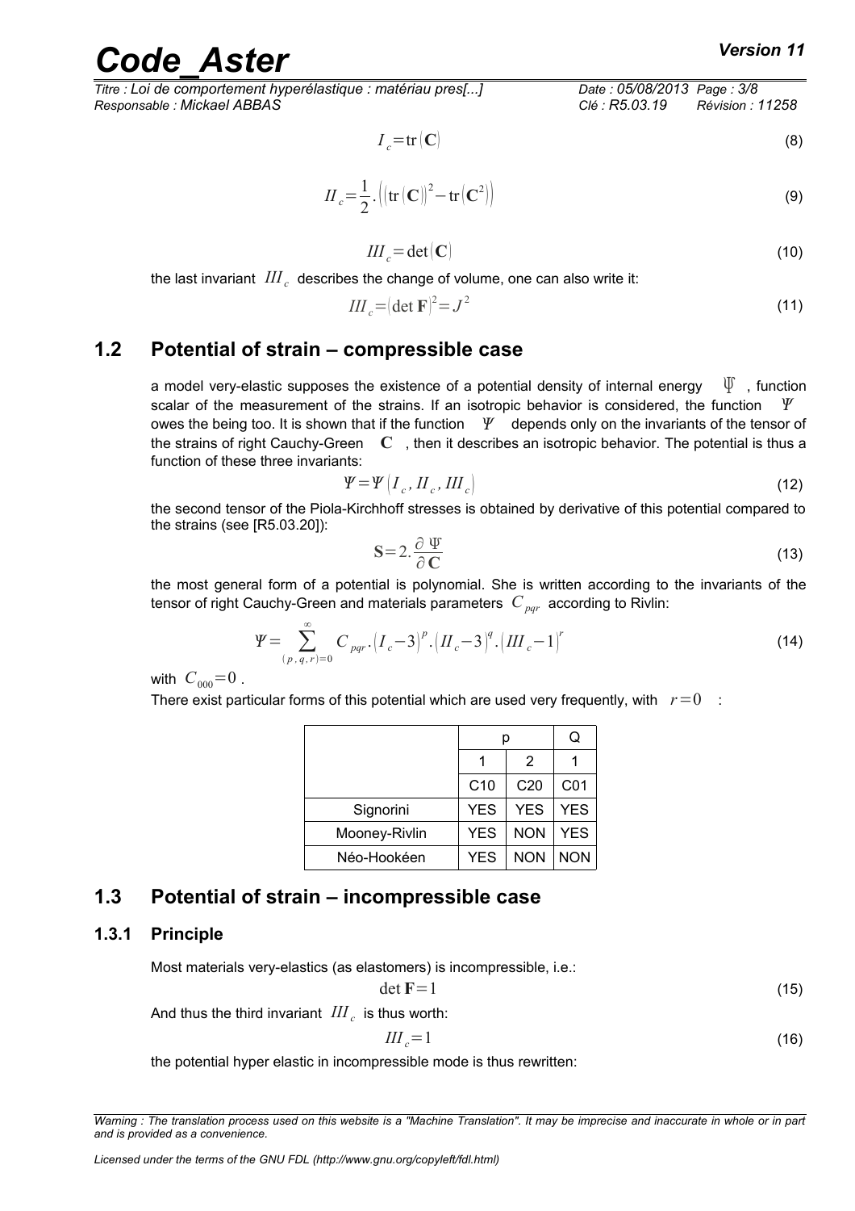$$I_c = \mathrm{tr}(\mathbf{C}) \tag{8}$$

$$II_c = \frac{1}{2}.\left( (\mathrm{tr}(\mathbf{C}))^2 - \mathrm{tr}(\mathbf{C}^2) \right) \tag{9}$$

$$III_c = \det(\mathbf{C}) \tag{10}$$

the last invariant $III_c$ describes the change of volume, one can also write it:

$$III_c = (\det \mathbf{F})^2 = J^2 \tag{11}$$

## 1.2 Potential of strain – compressible case

a model very-elastic supposes the existence of a potential density of internal energy $\Psi$, function scalar of the measurement of the strains. If an isotropic behavior is considered, the function $\Psi$ owes the being too. It is shown that if the function $\Psi$ depends only on the invariants of the tensor of the strains of right Cauchy-Green $\mathbf{C}$, then it describes an isotropic behavior. The potential is thus a function of these three invariants:

$$\Psi = \Psi(I_c, II_c, III_c) \tag{12}$$

the second tensor of the Piola-Kirchhoff stresses is obtained by derivative of this potential compared to the strains (see [R5.03.20]):

$$\mathbf{S} = 2.\frac{\partial \Psi}{\partial \mathbf{C}} \tag{13}$$

the most general form of a potential is polynomial. She is written according to the invariants of the tensor of right Cauchy-Green and materials parameters $C_{pqr}$ according to Rivlin:

$$\Psi = \sum_{(p,q,r)=0}^{\infty} C_{pqr}.(I_c - 3)^p.(II_c - 3)^q.(III_c - 1)^r \tag{14}$$

with $C_{000} = 0$.

There exist particular forms of this potential which are used very frequently, with $r = 0$ :

| | p | | Q |
|---|---|---|---|
| | 1 | 2 | 1 |
| | C10 | C20 | C01 |
| Signorini | YES | YES | YES |
| Mooney-Rivlin | YES | NON | YES |
| Néo-Hookéen | YES | NON | NON |

## 1.3 Potential of strain – incompressible case

### 1.3.1 Principle

Most materials very-elastics (as elastomers) is incompressible, i.e.:

$$\det \mathbf{F} = 1 \tag{15}$$

And thus the third invariant $III_c$ is thus worth:

$$III_c = 1 \tag{16}$$

the potential hyper elastic in incompressible mode is thus rewritten: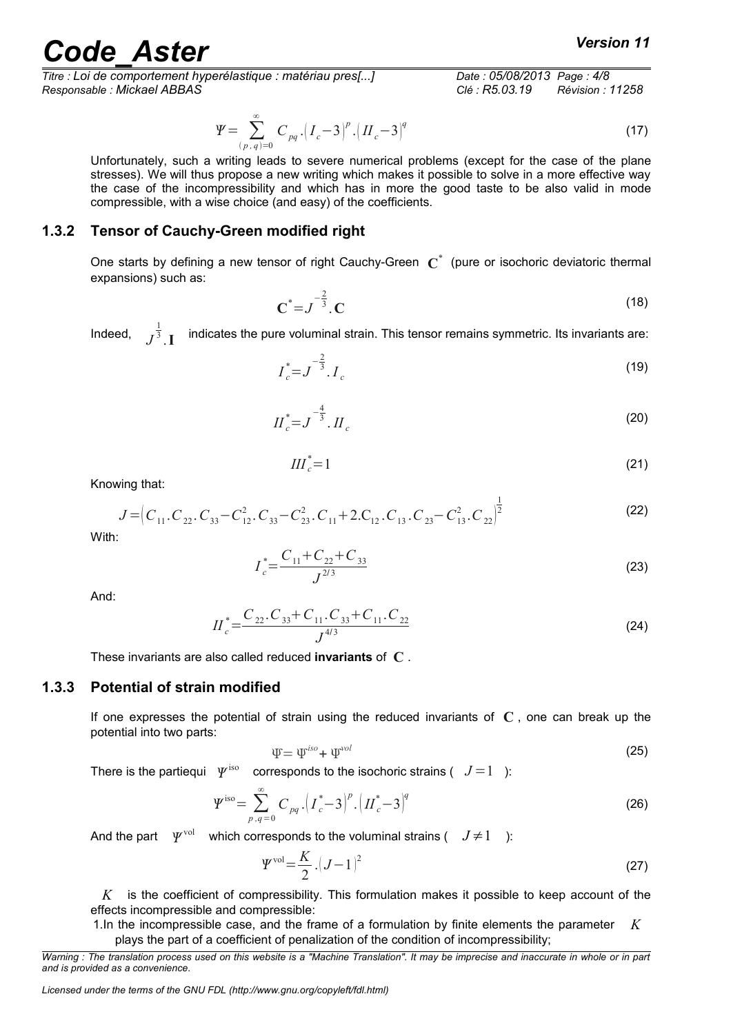$$\Psi = \sum_{(p,q)=0}^{\infty} C_{pq} . \left( I_c - 3 \right)^p . \left( II_c - 3 \right)^q \tag{17}$$

Unfortunately, such a writing leads to severe numerical problems (except for the case of the plane stresses). We will thus propose a new writing which makes it possible to solve in a more effective way the case of the incompressibility and which has in more the good taste to be also valid in mode compressible, with a wise choice (and easy) of the coefficients.

### 1.3.2 Tensor of Cauchy-Green modified right

One starts by defining a new tensor of right Cauchy-Green $\mathbf{C}^*$ (pure or isochoric deviatoric thermal expansions) such as:

$$\mathbf{C}^* = J^{-\frac{2}{3}} . \mathbf{C} \tag{18}$$

Indeed, $J^{\frac{1}{3}} . \mathbf{I}$ indicates the pure voluminal strain. This tensor remains symmetric. Its invariants are:

$$I_c^* = J^{-\frac{2}{3}} . I_c \tag{19}$$

$$II_c^* = J^{-\frac{4}{3}} . II_c \tag{20}$$

$$III_c^* = 1 \tag{21}$$

Knowing that:

$$J = \left( C_{11} . C_{22} . C_{33} - C_{12}^2 . C_{33} - C_{23}^2 . C_{11} + 2 . C_{12} . C_{13} . C_{23} - C_{13}^2 . C_{22} \right)^{\frac{1}{2}} \tag{22}$$

With:

$$I_c^* = \frac{C_{11} + C_{22} + C_{33}}{J^{2/3}} \tag{23}$$

And:

$$II_c^* = \frac{C_{22} . C_{33} + C_{11} . C_{33} + C_{11} . C_{22}}{J^{4/3}} \tag{24}$$

These invariants are also called reduced **invariants** of $\mathbf{C}$.

### 1.3.3 Potential of strain modified

If one expresses the potential of strain using the reduced invariants of $\mathbf{C}$, one can break up the potential into two parts:

$$\Psi = \Psi^{iso} + \Psi^{vol} \tag{25}$$

There is the partiequi $\Psi^{\text{iso}}$ corresponds to the isochoric strains ( $J = 1$ ):

$$\Psi^{\text{iso}} = \sum_{p,q=0}^{\infty} C_{pq} . \left( I_c^* - 3 \right)^p . \left( II_c^* - 3 \right)^q \tag{26}$$

And the part $\Psi^{\text{vol}}$ which corresponds to the voluminal strains ( $J \neq 1$ ):

$$\Psi^{\text{vol}} = \frac{K}{2} . \left( J - 1 \right)^2 \tag{27}$$

$K$ is the coefficient of compressibility. This formulation makes it possible to keep account of the effects incompressible and compressible:

1. In the incompressible case, and the frame of a formulation by finite elements the parameter $K$ plays the part of a coefficient of penalization of the condition of incompressibility;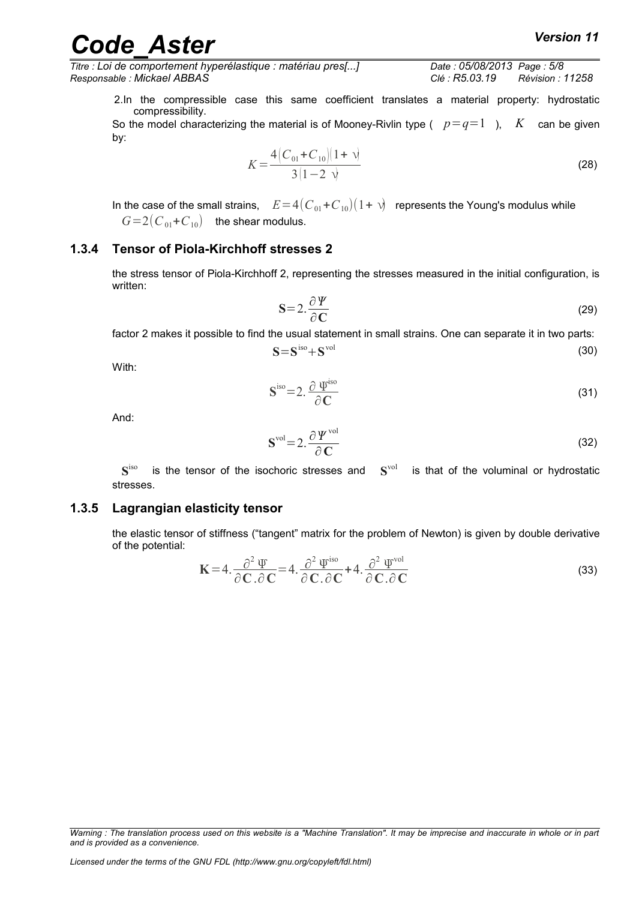2. In the compressible case this same coefficient translates a material property: hydrostatic compressibility.

So the model characterizing the material is of Mooney-Rivlin type ( $p=q=1$ ), $K$ can be given by:

$$K=\frac{4(C_{01}+C_{10})(1+\nu)}{3(1-2\nu)} \tag{28}$$

In the case of the small strains, $E=4(C_{01}+C_{10})(1+\nu)$ represents the Young's modulus while $G=2(C_{01}+C_{10})$ the shear modulus.

### 1.3.4 Tensor of Piola-Kirchhoff stresses 2

the stress tensor of Piola-Kirchhoff 2, representing the stresses measured in the initial configuration, is written:

$$\mathbf{S}=2.\frac{\partial \Psi}{\partial \mathbf{C}} \tag{29}$$

factor 2 makes it possible to find the usual statement in small strains. One can separate it in two parts:

$$\mathbf{S}=\mathbf{S}^{\text{iso}}+\mathbf{S}^{\text{vol}} \tag{30}$$

With:

$$\mathbf{S}^{\text{iso}}=2.\frac{\partial \Psi^{\text{iso}}}{\partial \mathbf{C}} \tag{31}$$

And:

$$\mathbf{S}^{\text{vol}}=2.\frac{\partial \Psi^{\text{vol}}}{\partial \mathbf{C}} \tag{32}$$

$\mathbf{S}^{\text{iso}}$ is the tensor of the isochoric stresses and $\mathbf{S}^{\text{vol}}$ is that of the voluminal or hydrostatic stresses.

### 1.3.5 Lagrangian elasticity tensor

the elastic tensor of stiffness ("tangent" matrix for the problem of Newton) is given by double derivative of the potential:

$$\mathbf{K}=4.\frac{\partial^2 \Psi}{\partial \mathbf{C}.\partial \mathbf{C}}=4.\frac{\partial^2 \Psi^{\text{iso}}}{\partial \mathbf{C}.\partial \mathbf{C}}+4.\frac{\partial^2 \Psi^{\text{vol}}}{\partial \mathbf{C}.\partial \mathbf{C}} \tag{33}$$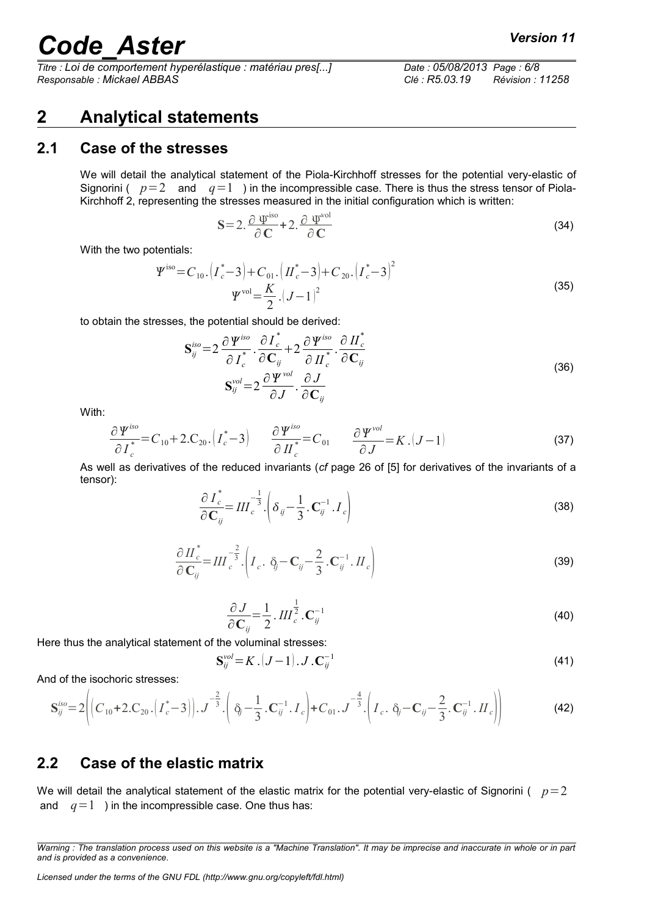# 2 Analytical statements

## 2.1 Case of the stresses

We will detail the analytical statement of the Piola-Kirchhoff stresses for the potential very-elastic of Signorini ( $p=2$ and $q=1$ ) in the incompressible case. There is thus the stress tensor of Piola-Kirchhoff 2, representing the stresses measured in the initial configuration which is written:

$$\mathbf{S}=2.\frac{\partial \Psi^{\text{iso}}}{\partial \mathbf{C}}+2.\frac{\partial \Psi^{\text{vol}}}{\partial \mathbf{C}} \tag{34}$$

With the two potentials:

$$\begin{gathered}\Psi^{\text{iso}}=C_{10}.\left(I_c^*-3\right)+C_{01}.\left(II_c^*-3\right)+C_{20}.\left(I_c^*-3\right)^2\\ \Psi^{\text{vol}}=\frac{K}{2}.\left(J-1\right)^2\end{gathered} \tag{35}$$

to obtain the stresses, the potential should be derived:

$$\begin{gathered}\mathbf{S}_{ij}^{iso}=2\frac{\partial \Psi^{iso}}{\partial I_c^*}.\frac{\partial I_c^*}{\partial \mathbf{C}_{ij}}+2\frac{\partial \Psi^{iso}}{\partial II_c^*}.\frac{\partial II_c^*}{\partial \mathbf{C}_{ij}}\\ \mathbf{S}_{ij}^{vol}=2\frac{\partial \Psi^{vol}}{\partial J}.\frac{\partial J}{\partial \mathbf{C}_{ij}}\end{gathered} \tag{36}$$

With:

$$\frac{\partial \Psi^{iso}}{\partial I_c^*}=C_{10}+2.C_{20}.\left(I_c^*-3\right) \qquad \frac{\partial \Psi^{iso}}{\partial II_c^*}=C_{01} \qquad \frac{\partial \Psi^{vol}}{\partial J}=K.\left(J-1\right) \tag{37}$$

As well as derivatives of the reduced invariants (*cf* page 26 of [5] for derivatives of the invariants of a tensor):

$$\frac{\partial I_c^*}{\partial \mathbf{C}_{ij}}=III_c^{-\frac{1}{3}}.\left(\delta_{ij}-\frac{1}{3}.\mathbf{C}_{ij}^{-1}.I_c\right) \tag{38}$$

$$\frac{\partial II_c^*}{\partial \mathbf{C}_{ij}}=III_c^{-\frac{2}{3}}.\left(I_c.\,\delta_{ij}-\mathbf{C}_{ij}-\frac{2}{3}.\mathbf{C}_{ij}^{-1}.II_c\right) \tag{39}$$

$$\frac{\partial J}{\partial \mathbf{C}_{ij}}=\frac{1}{2}.III_c^{\frac{1}{2}}.\mathbf{C}_{ij}^{-1} \tag{40}$$

Here thus the analytical statement of the voluminal stresses:

$$\mathbf{S}_{ij}^{vol}=K.\left(J-1\right).J.\mathbf{C}_{ij}^{-1} \tag{41}$$

And of the isochoric stresses:

$$\mathbf{S}_{ij}^{iso}=2\left(\left(C_{10}+2.C_{20}.\left(I_c^*-3\right)\right).J^{-\frac{2}{3}}.\left(\delta_{ij}-\frac{1}{3}.\mathbf{C}_{ij}^{-1}.I_c\right)+C_{01}.J^{-\frac{4}{3}}.\left(I_c.\,\delta_{ij}-\mathbf{C}_{ij}-\frac{2}{3}.\mathbf{C}_{ij}^{-1}.II_c\right)\right) \tag{42}$$

## 2.2 Case of the elastic matrix

We will detail the analytical statement of the elastic matrix for the potential very-elastic of Signorini ( $p=2$ and $q=1$ ) in the incompressible case. One thus has: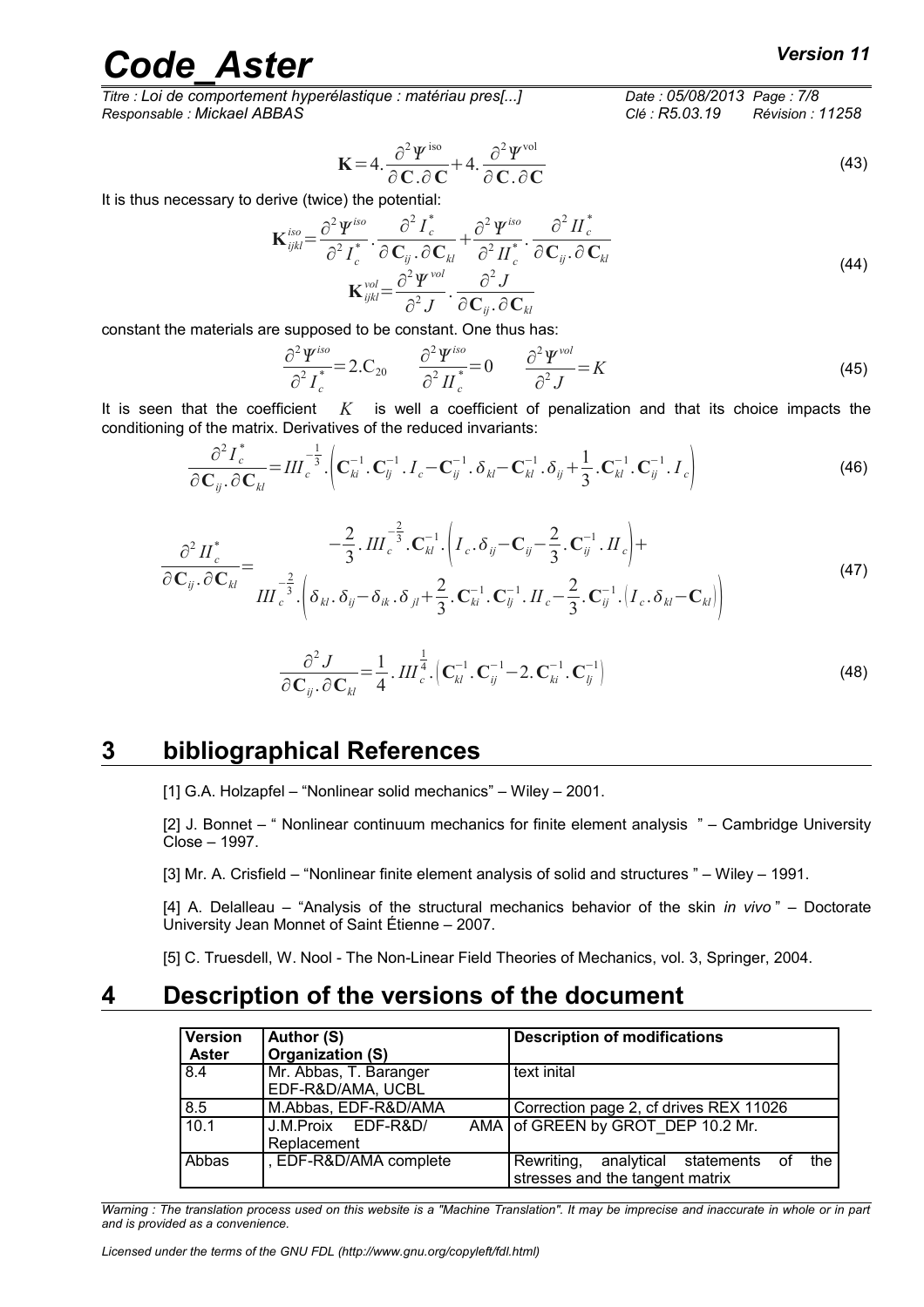$$\mathbf{K}=4.\frac{\partial^2\Psi^{\text{iso}}}{\partial\mathbf{C}.\partial\mathbf{C}}+4.\frac{\partial^2\Psi^{\text{vol}}}{\partial\mathbf{C}.\partial\mathbf{C}} \tag{43}$$

It is thus necessary to derive (twice) the potential:

$$\mathbf{K}_{ijkl}^{iso}=\frac{\partial^2\Psi^{iso}}{\partial^2 I_c^*}.\frac{\partial^2 I_c^*}{\partial\mathbf{C}_{ij}.\partial\mathbf{C}_{kl}}+\frac{\partial^2\Psi^{iso}}{\partial^2 II_c^*}.\frac{\partial^2 II_c^*}{\partial\mathbf{C}_{ij}.\partial\mathbf{C}_{kl}}$$
$$\mathbf{K}_{ijkl}^{vol}=\frac{\partial^2\Psi^{vol}}{\partial^2 J}.\frac{\partial^2 J}{\partial\mathbf{C}_{ij}.\partial\mathbf{C}_{kl}} \tag{44}$$

constant the materials are supposed to be constant. One thus has:

$$\frac{\partial^2\Psi^{iso}}{\partial^2 I_c^*}=2.\mathrm{C}_{20}\qquad \frac{\partial^2\Psi^{iso}}{\partial^2 II_c^*}=0\qquad \frac{\partial^2\Psi^{vol}}{\partial^2 J}=K \tag{45}$$

It is seen that the coefficient $K$ is well a coefficient of penalization and that its choice impacts the conditioning of the matrix. Derivatives of the reduced invariants:

$$\frac{\partial^2 I_c^*}{\partial\mathbf{C}_{ij}.\partial\mathbf{C}_{kl}}=III_c^{-\frac{1}{3}}.\left(\mathbf{C}_{ki}^{-1}.\mathbf{C}_{lj}^{-1}.I_c-\mathbf{C}_{ij}^{-1}.\delta_{kl}-\mathbf{C}_{kl}^{-1}.\delta_{ij}+\frac{1}{3}.\mathbf{C}_{kl}^{-1}.\mathbf{C}_{ij}^{-1}.I_c\right) \tag{46}$$

$$\frac{\partial^2 II_c^*}{\partial\mathbf{C}_{ij}.\partial\mathbf{C}_{kl}}=\begin{array}{l}-\frac{2}{3}.III_c^{-\frac{2}{3}}.\mathbf{C}_{kl}^{-1}.\left(I_c.\delta_{ij}-\mathbf{C}_{ij}-\frac{2}{3}.\mathbf{C}_{ij}^{-1}.II_c\right)+\\ III_c^{-\frac{2}{3}}.\left(\delta_{kl}.\delta_{ij}-\delta_{ik}.\delta_{jl}+\frac{2}{3}.\mathbf{C}_{ki}^{-1}.\mathbf{C}_{lj}^{-1}.II_c-\frac{2}{3}.\mathbf{C}_{ij}^{-1}.\left(I_c.\delta_{kl}-\mathbf{C}_{kl}\right)\right)\end{array} \tag{47}$$

$$\frac{\partial^2 J}{\partial\mathbf{C}_{ij}.\partial\mathbf{C}_{kl}}=\frac{1}{4}.III_c^{\frac{1}{4}}.\left(\mathbf{C}_{kl}^{-1}.\mathbf{C}_{ij}^{-1}-2.\mathbf{C}_{ki}^{-1}.\mathbf{C}_{lj}^{-1}\right) \tag{48}$$

# 3 bibliographical References

[1] G.A. Holzapfel – "Nonlinear solid mechanics" – Wiley – 2001.

[2] J. Bonnet – " Nonlinear continuum mechanics for finite element analysis " – Cambridge University Close – 1997.

[3] Mr. A. Crisfield – "Nonlinear finite element analysis of solid and structures " – Wiley – 1991.

[4] A. Delalleau – "Analysis of the structural mechanics behavior of the skin *in vivo* " – Doctorate University Jean Monnet of Saint Étienne – 2007.

[5] C. Truesdell, W. Nool - The Non-Linear Field Theories of Mechanics, vol. 3, Springer, 2004.

# 4 Description of the versions of the document

| Version Aster | Author (S) Organization (S) | Description of modifications |
|---|---|---|
| 8.4 | Mr. Abbas, T. Baranger EDF-R&D/AMA, UCBL | text inital |
| 8.5 | M.Abbas, EDF-R&D/AMA | Correction page 2, cf drives REX 11026 |
| 10.1 | J.M.Proix EDF-R&D/ AMA Replacement | of GREEN by GROT_DEP 10.2 Mr. |
| Abbas | , EDF-R&D/AMA complete | Rewriting, analytical statements of the stresses and the tangent matrix |